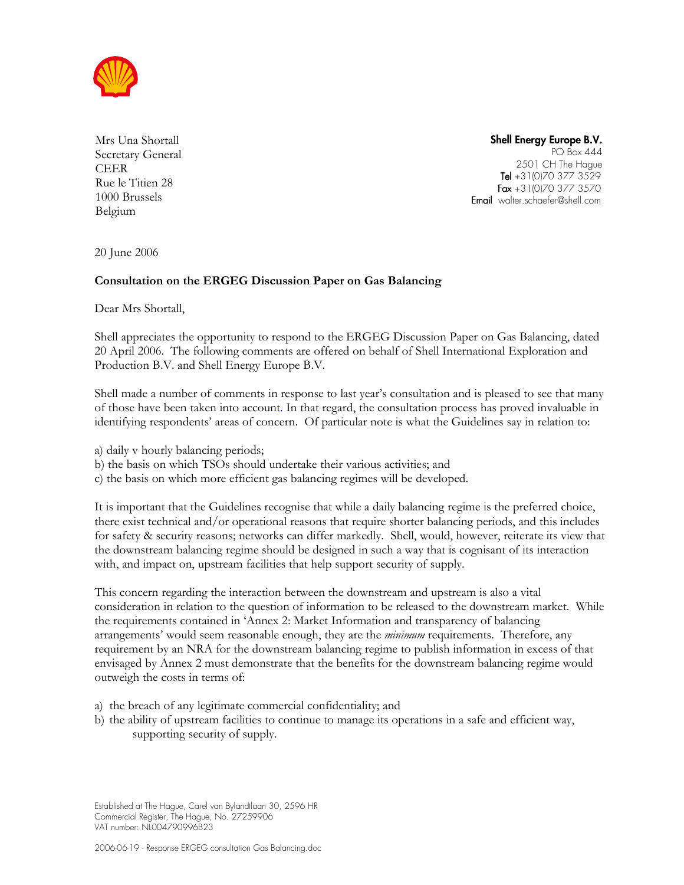Mrs Una Shortall
Secretary General
CEER
Rue le Titien 28
1000 Brussels
Belgium

**Shell Energy Europe B.V.**
PO Box 444
2501 CH The Hague
**Tel** +31(0)70 377 3529
**Fax** +31(0)70 377 3570
**Email** walter.schaefer@shell.com

20 June 2006

**Consultation on the ERGEG Discussion Paper on Gas Balancing**

Dear Mrs Shortall,

Shell appreciates the opportunity to respond to the ERGEG Discussion Paper on Gas Balancing, dated 20 April 2006. The following comments are offered on behalf of Shell International Exploration and Production B.V. and Shell Energy Europe B.V.

Shell made a number of comments in response to last year's consultation and is pleased to see that many of those have been taken into account. In that regard, the consultation process has proved invaluable in identifying respondents' areas of concern. Of particular note is what the Guidelines say in relation to:

a) daily v hourly balancing periods;
b) the basis on which TSOs should undertake their various activities; and
c) the basis on which more efficient gas balancing regimes will be developed.

It is important that the Guidelines recognise that while a daily balancing regime is the preferred choice, there exist technical and/or operational reasons that require shorter balancing periods, and this includes for safety & security reasons; networks can differ markedly. Shell, would, however, reiterate its view that the downstream balancing regime should be designed in such a way that is cognisant of its interaction with, and impact on, upstream facilities that help support security of supply.

This concern regarding the interaction between the downstream and upstream is also a vital consideration in relation to the question of information to be released to the downstream market. While the requirements contained in 'Annex 2: Market Information and transparency of balancing arrangements' would seem reasonable enough, they are the *minimum* requirements. Therefore, any requirement by an NRA for the downstream balancing regime to publish information in excess of that envisaged by Annex 2 must demonstrate that the benefits for the downstream balancing regime would outweigh the costs in terms of:

a) the breach of any legitimate commercial confidentiality; and
b) the ability of upstream facilities to continue to manage its operations in a safe and efficient way, supporting security of supply.

Established at The Hague, Carel van Bylandtlaan 30, 2596 HR
Commercial Register, The Hague, No. 27259906
VAT number: NL004790996B23

2006-06-19 - Response ERGEG consultation Gas Balancing.doc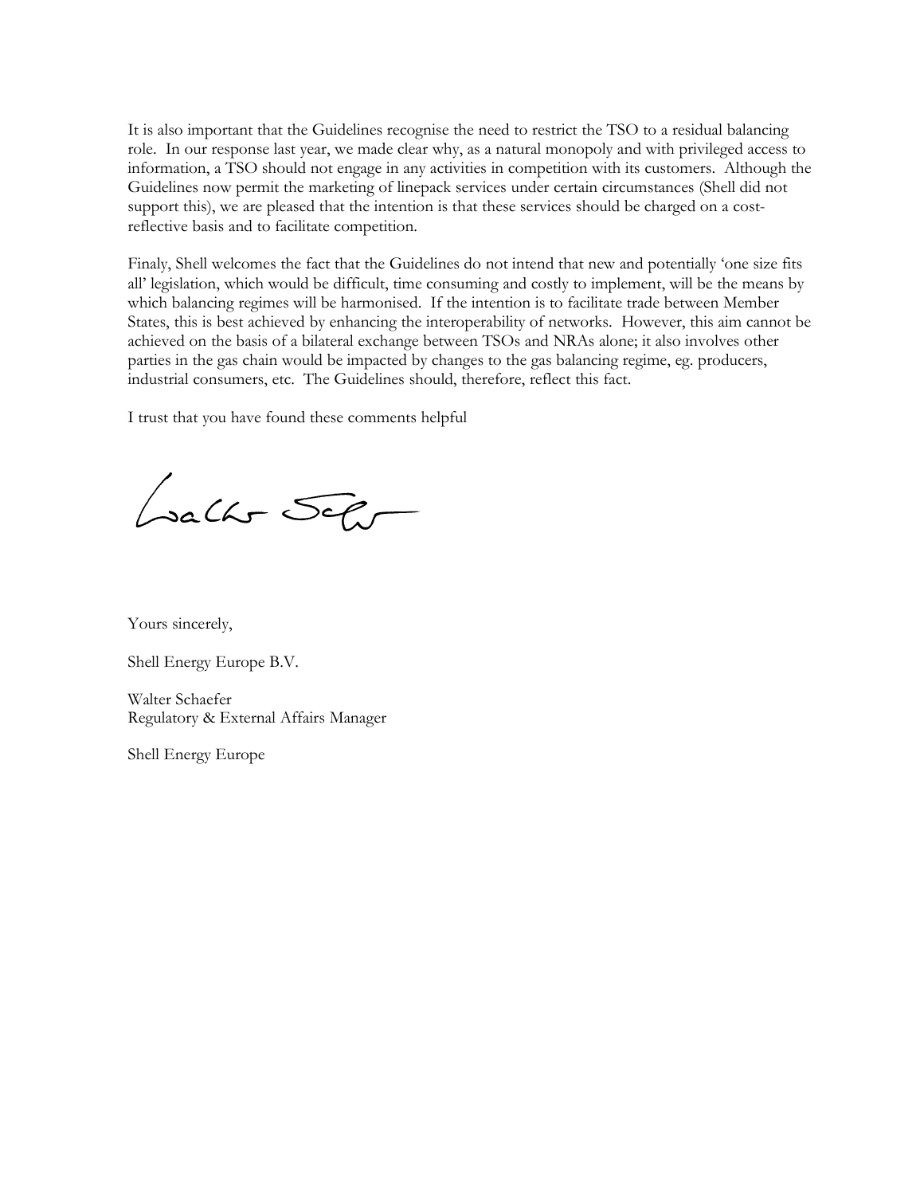It is also important that the Guidelines recognise the need to restrict the TSO to a residual balancing role. In our response last year, we made clear why, as a natural monopoly and with privileged access to information, a TSO should not engage in any activities in competition with its customers. Although the Guidelines now permit the marketing of linepack services under certain circumstances (Shell did not support this), we are pleased that the intention is that these services should be charged on a cost-reflective basis and to facilitate competition.

Finaly, Shell welcomes the fact that the Guidelines do not intend that new and potentially 'one size fits all' legislation, which would be difficult, time consuming and costly to implement, will be the means by which balancing regimes will be harmonised. If the intention is to facilitate trade between Member States, this is best achieved by enhancing the interoperability of networks. However, this aim cannot be achieved on the basis of a bilateral exchange between TSOs and NRAs alone; it also involves other parties in the gas chain would be impacted by changes to the gas balancing regime, eg. producers, industrial consumers, etc. The Guidelines should, therefore, reflect this fact.

I trust that you have found these comments helpful

Yours sincerely,

Shell Energy Europe B.V.

Walter Schaefer
Regulatory & External Affairs Manager

Shell Energy Europe